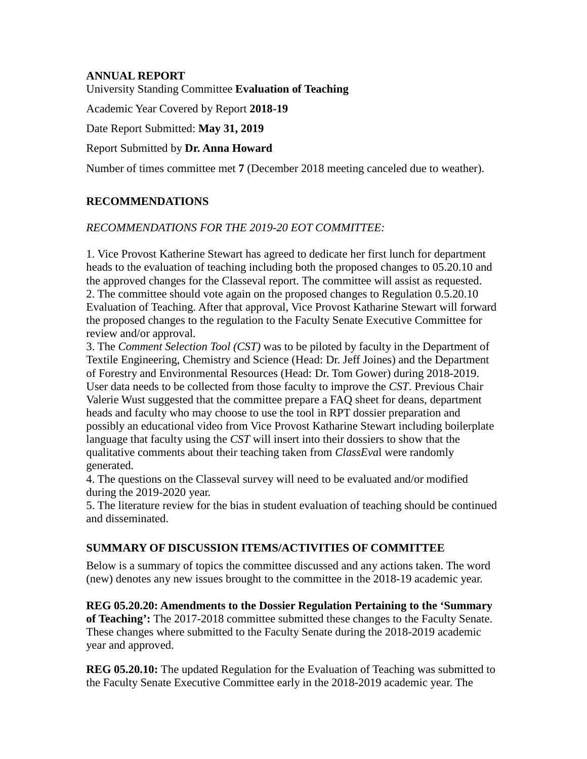**ANNUAL REPORT**

University Standing Committee **Evaluation of Teaching**

Academic Year Covered by Report **2018-19**

Date Report Submitted: **May 31, 2019**

Report Submitted by **Dr. Anna Howard**

Number of times committee met **7** (December 2018 meeting canceled due to weather).

## RECOMMENDATIONS

*RECOMMENDATIONS FOR THE 2019-20 EOT COMMITTEE:*

1. Vice Provost Katherine Stewart has agreed to dedicate her first lunch for department heads to the evaluation of teaching including both the proposed changes to 05.20.10 and the approved changes for the Classeval report. The committee will assist as requested.
2. The committee should vote again on the proposed changes to Regulation 0.5.20.10 Evaluation of Teaching. After that approval, Vice Provost Katharine Stewart will forward the proposed changes to the regulation to the Faculty Senate Executive Committee for review and/or approval.
3. The *Comment Selection Tool (CST)* was to be piloted by faculty in the Department of Textile Engineering, Chemistry and Science (Head: Dr. Jeff Joines) and the Department of Forestry and Environmental Resources (Head: Dr. Tom Gower) during 2018-2019. User data needs to be collected from those faculty to improve the *CST*. Previous Chair Valerie Wust suggested that the committee prepare a FAQ sheet for deans, department heads and faculty who may choose to use the tool in RPT dossier preparation and possibly an educational video from Vice Provost Katharine Stewart including boilerplate language that faculty using the *CST* will insert into their dossiers to show that the qualitative comments about their teaching taken from *ClassEva*l were randomly generated.
4. The questions on the Classeval survey will need to be evaluated and/or modified during the 2019-2020 year.
5. The literature review for the bias in student evaluation of teaching should be continued and disseminated.

## SUMMARY OF DISCUSSION ITEMS/ACTIVITIES OF COMMITTEE

Below is a summary of topics the committee discussed and any actions taken. The word (new) denotes any new issues brought to the committee in the 2018-19 academic year.

**REG 05.20.20: Amendments to the Dossier Regulation Pertaining to the 'Summary of Teaching':** The 2017-2018 committee submitted these changes to the Faculty Senate. These changes where submitted to the Faculty Senate during the 2018-2019 academic year and approved.

**REG 05.20.10:** The updated Regulation for the Evaluation of Teaching was submitted to the Faculty Senate Executive Committee early in the 2018-2019 academic year. The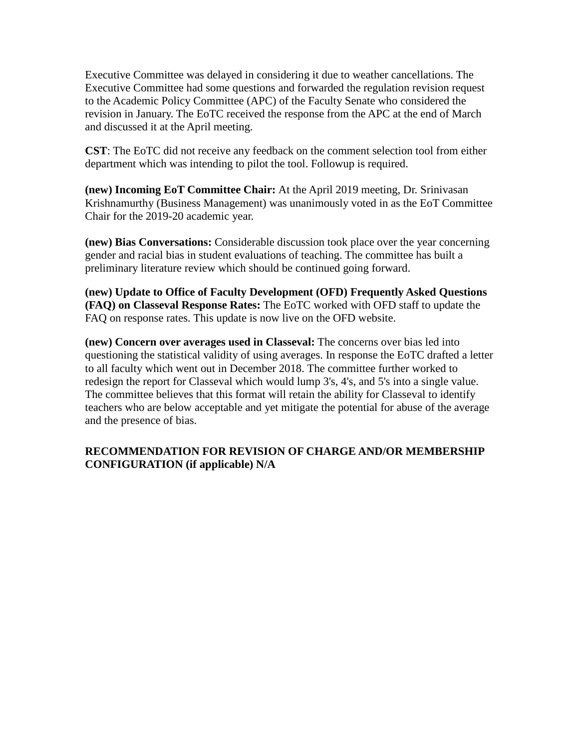Executive Committee was delayed in considering it due to weather cancellations. The Executive Committee had some questions and forwarded the regulation revision request to the Academic Policy Committee (APC) of the Faculty Senate who considered the revision in January. The EoTC received the response from the APC at the end of March and discussed it at the April meeting.

**CST**: The EoTC did not receive any feedback on the comment selection tool from either department which was intending to pilot the tool. Followup is required.

**(new) Incoming EoT Committee Chair:** At the April 2019 meeting, Dr. Srinivasan Krishnamurthy (Business Management) was unanimously voted in as the EoT Committee Chair for the 2019-20 academic year.

**(new) Bias Conversations:** Considerable discussion took place over the year concerning gender and racial bias in student evaluations of teaching. The committee has built a preliminary literature review which should be continued going forward.

**(new) Update to Office of Faculty Development (OFD) Frequently Asked Questions (FAQ) on Classeval Response Rates:** The EoTC worked with OFD staff to update the FAQ on response rates. This update is now live on the OFD website.

**(new) Concern over averages used in Classeval:** The concerns over bias led into questioning the statistical validity of using averages. In response the EoTC drafted a letter to all faculty which went out in December 2018. The committee further worked to redesign the report for Classeval which would lump 3's, 4's, and 5's into a single value. The committee believes that this format will retain the ability for Classeval to identify teachers who are below acceptable and yet mitigate the potential for abuse of the average and the presence of bias.

**RECOMMENDATION FOR REVISION OF CHARGE AND/OR MEMBERSHIP CONFIGURATION (if applicable) N/A**